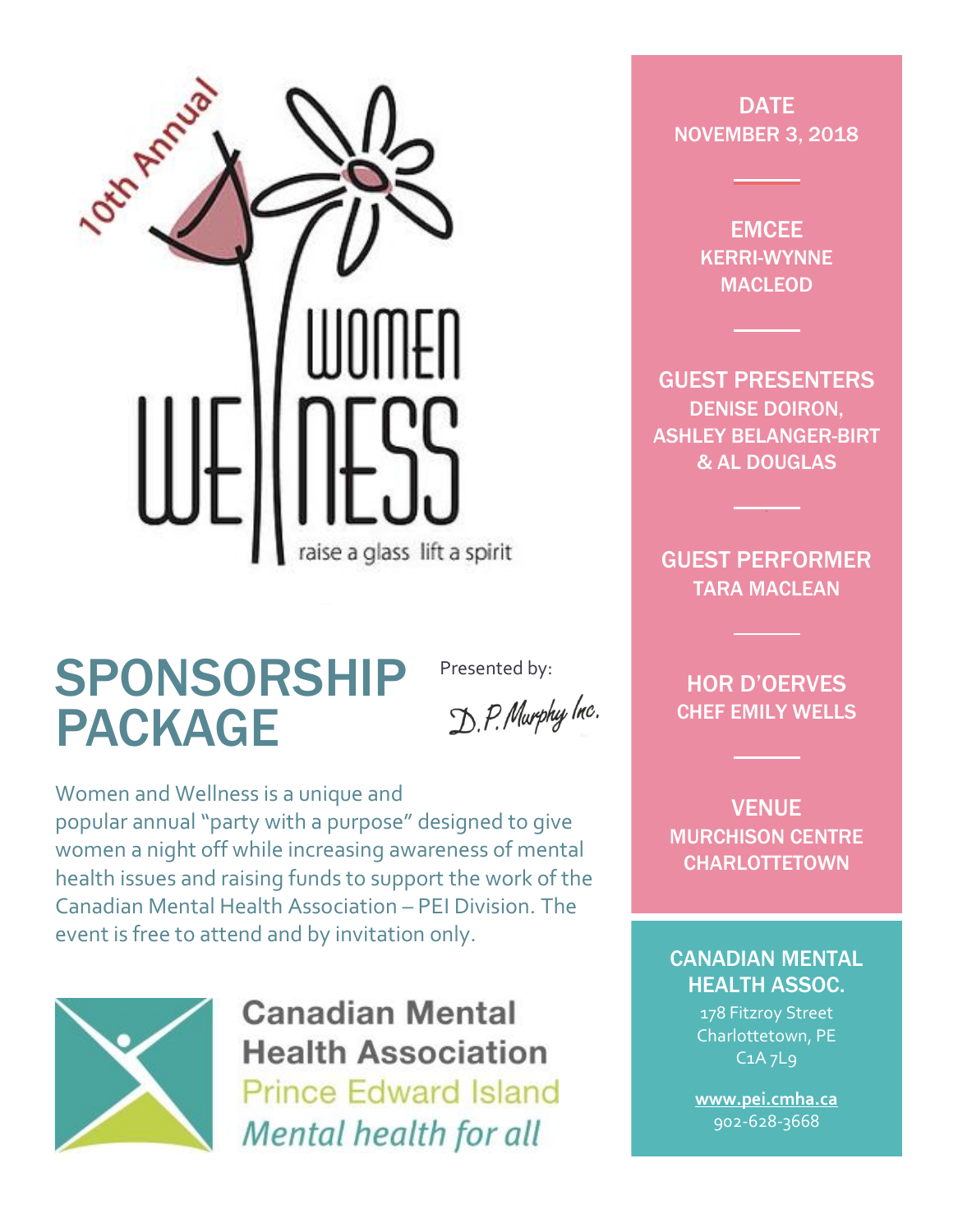10th Annual

# WOMEN WELLNESS

raise a glass lift a spirit

# SPONSORSHIP PACKAGE

Presented by:

D.P. Murphy Inc.

Women and Wellness is a unique and popular annual "party with a purpose" designed to give women a night off while increasing awareness of mental health issues and raising funds to support the work of the Canadian Mental Health Association – PEI Division. The event is free to attend and by invitation only.

**Canadian Mental Health Association**
Prince Edward Island
*Mental health for all*

**DATE**
NOVEMBER 3, 2018

**EMCEE**
KERRI-WYNNE MACLEOD

**GUEST PRESENTERS**
DENISE DOIRON, ASHLEY BELANGER-BIRT & AL DOUGLAS

**GUEST PERFORMER**
TARA MACLEAN

**HOR D'OERVES**
CHEF EMILY WELLS

**VENUE**
MURCHISON CENTRE CHARLOTTETOWN

**CANADIAN MENTAL HEALTH ASSOC.**
178 Fitzroy Street
Charlottetown, PE
C1A 7L9

www.pei.cmha.ca
902-628-3668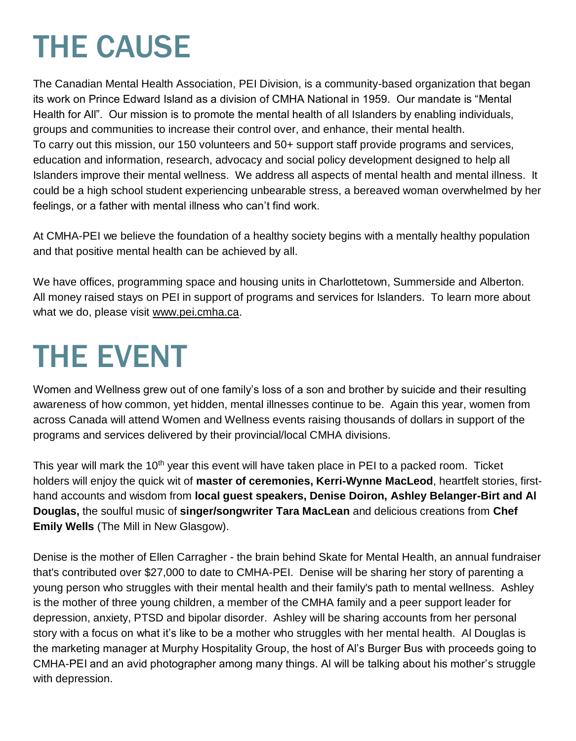# THE CAUSE

The Canadian Mental Health Association, PEI Division, is a community-based organization that began its work on Prince Edward Island as a division of CMHA National in 1959. Our mandate is "Mental Health for All". Our mission is to promote the mental health of all Islanders by enabling individuals, groups and communities to increase their control over, and enhance, their mental health. To carry out this mission, our 150 volunteers and 50+ support staff provide programs and services, education and information, research, advocacy and social policy development designed to help all Islanders improve their mental wellness. We address all aspects of mental health and mental illness. It could be a high school student experiencing unbearable stress, a bereaved woman overwhelmed by her feelings, or a father with mental illness who can't find work.

At CMHA-PEI we believe the foundation of a healthy society begins with a mentally healthy population and that positive mental health can be achieved by all.

We have offices, programming space and housing units in Charlottetown, Summerside and Alberton. All money raised stays on PEI in support of programs and services for Islanders. To learn more about what we do, please visit www.pei.cmha.ca.

# THE EVENT

Women and Wellness grew out of one family's loss of a son and brother by suicide and their resulting awareness of how common, yet hidden, mental illnesses continue to be. Again this year, women from across Canada will attend Women and Wellness events raising thousands of dollars in support of the programs and services delivered by their provincial/local CMHA divisions.

This year will mark the 10th year this event will have taken place in PEI to a packed room. Ticket holders will enjoy the quick wit of **master of ceremonies, Kerri-Wynne MacLeod**, heartfelt stories, first-hand accounts and wisdom from **local guest speakers, Denise Doiron, Ashley Belanger-Birt and Al Douglas,** the soulful music of **singer/songwriter Tara MacLean** and delicious creations from **Chef Emily Wells** (The Mill in New Glasgow).

Denise is the mother of Ellen Carragher - the brain behind Skate for Mental Health, an annual fundraiser that's contributed over $27,000 to date to CMHA-PEI. Denise will be sharing her story of parenting a young person who struggles with their mental health and their family's path to mental wellness. Ashley is the mother of three young children, a member of the CMHA family and a peer support leader for depression, anxiety, PTSD and bipolar disorder. Ashley will be sharing accounts from her personal story with a focus on what it's like to be a mother who struggles with her mental health. Al Douglas is the marketing manager at Murphy Hospitality Group, the host of Al's Burger Bus with proceeds going to CMHA-PEI and an avid photographer among many things. Al will be talking about his mother's struggle with depression.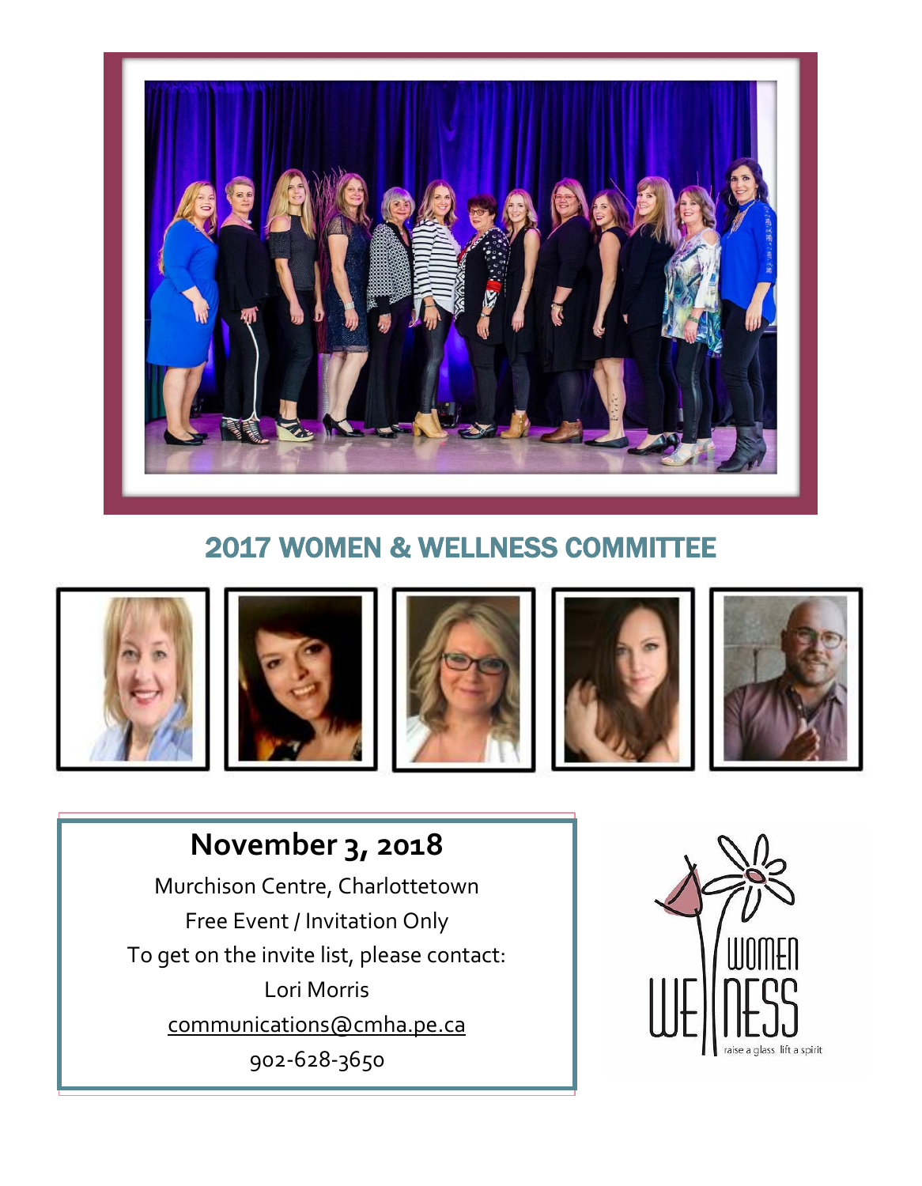## 2017 WOMEN & WELLNESS COMMITTEE

**November 3, 2018**

Murchison Centre, Charlottetown

Free Event / Invitation Only

To get on the invite list, please contact:

Lori Morris

communications@cmha.pe.ca

902-628-3650

WOMEN WELLNESS

raise a glass lift a spirit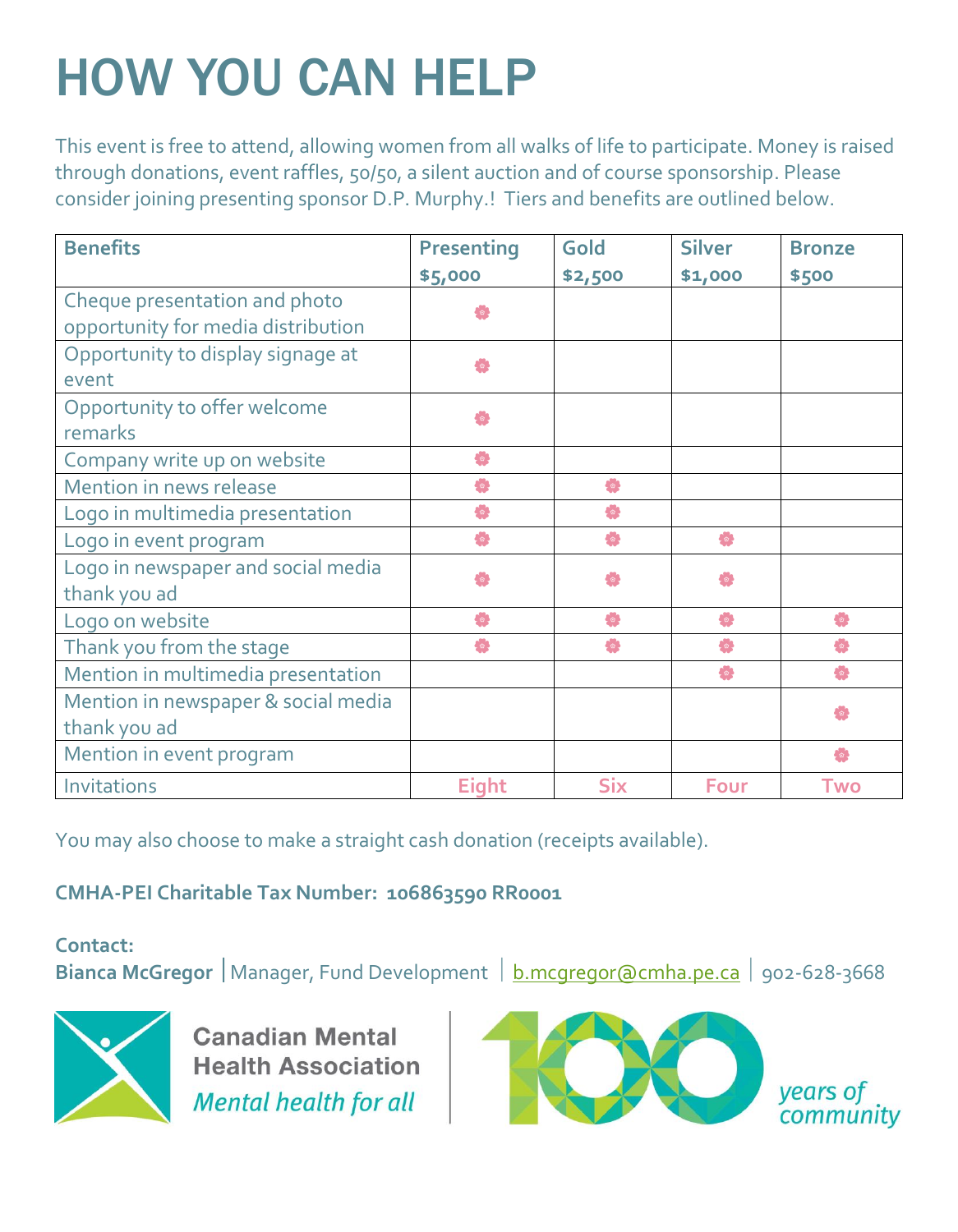# HOW YOU CAN HELP

This event is free to attend, allowing women from all walks of life to participate. Money is raised through donations, event raffles, 50/50, a silent auction and of course sponsorship. Please consider joining presenting sponsor D.P. Murphy.! Tiers and benefits are outlined below.

| Benefits | Presenting $5,000 | Gold $2,500 | Silver $1,000 | Bronze $500 |
|---|---|---|---|---|
| Cheque presentation and photo opportunity for media distribution | ✿ | | | |
| Opportunity to display signage at event | ✿ | | | |
| Opportunity to offer welcome remarks | ✿ | | | |
| Company write up on website | ✿ | | | |
| Mention in news release | ✿ | ✿ | | |
| Logo in multimedia presentation | ✿ | ✿ | | |
| Logo in event program | ✿ | ✿ | ✿ | |
| Logo in newspaper and social media thank you ad | ✿ | ✿ | ✿ | |
| Logo on website | ✿ | ✿ | ✿ | ✿ |
| Thank you from the stage | ✿ | ✿ | ✿ | ✿ |
| Mention in multimedia presentation | | | ✿ | ✿ |
| Mention in newspaper & social media thank you ad | | | | ✿ |
| Mention in event program | | | | ✿ |
| Invitations | Eight | Six | Four | Two |

You may also choose to make a straight cash donation (receipts available).

**CMHA-PEI Charitable Tax Number: 106863590 RR0001**

**Contact:**
**Bianca McGregor** | Manager, Fund Development | b.mcgregor@cmha.pe.ca | 902-628-3668

Canadian Mental Health Association
*Mental health for all*

100 *years of community*